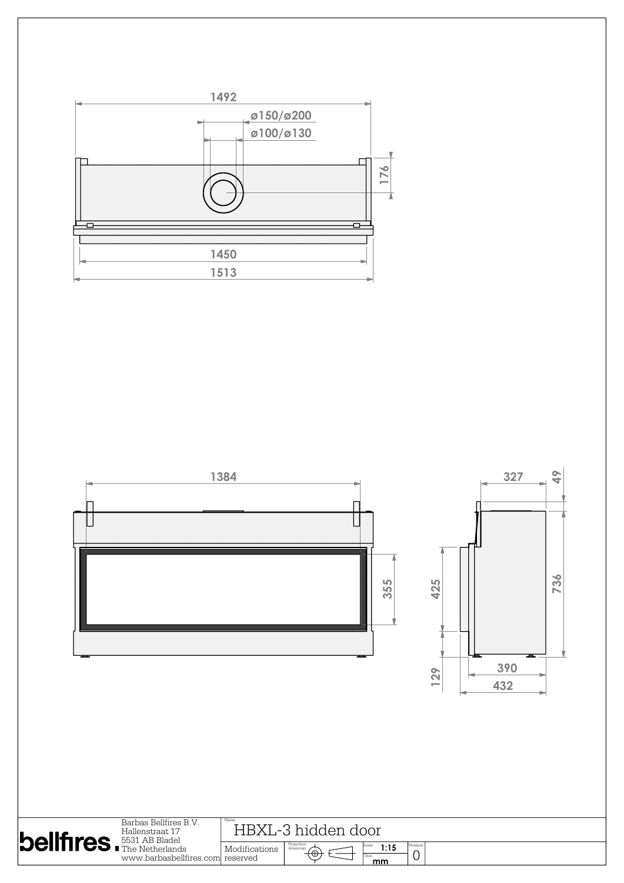1492

ø150/ø200

ø100/ø130

176

1450

1513

1384

355

327

49

425

736

129

390

432

**bellfires.**

Barbas Bellfires B.V.
Hallenstraat 17
5531 AB Bladel
The Netherlands
www.barbasbellfires.com

Name:
HBXL-3 hidden door

Modifications reserved

Projection: American

Scale: 1:15

Unit: mm

Version: 0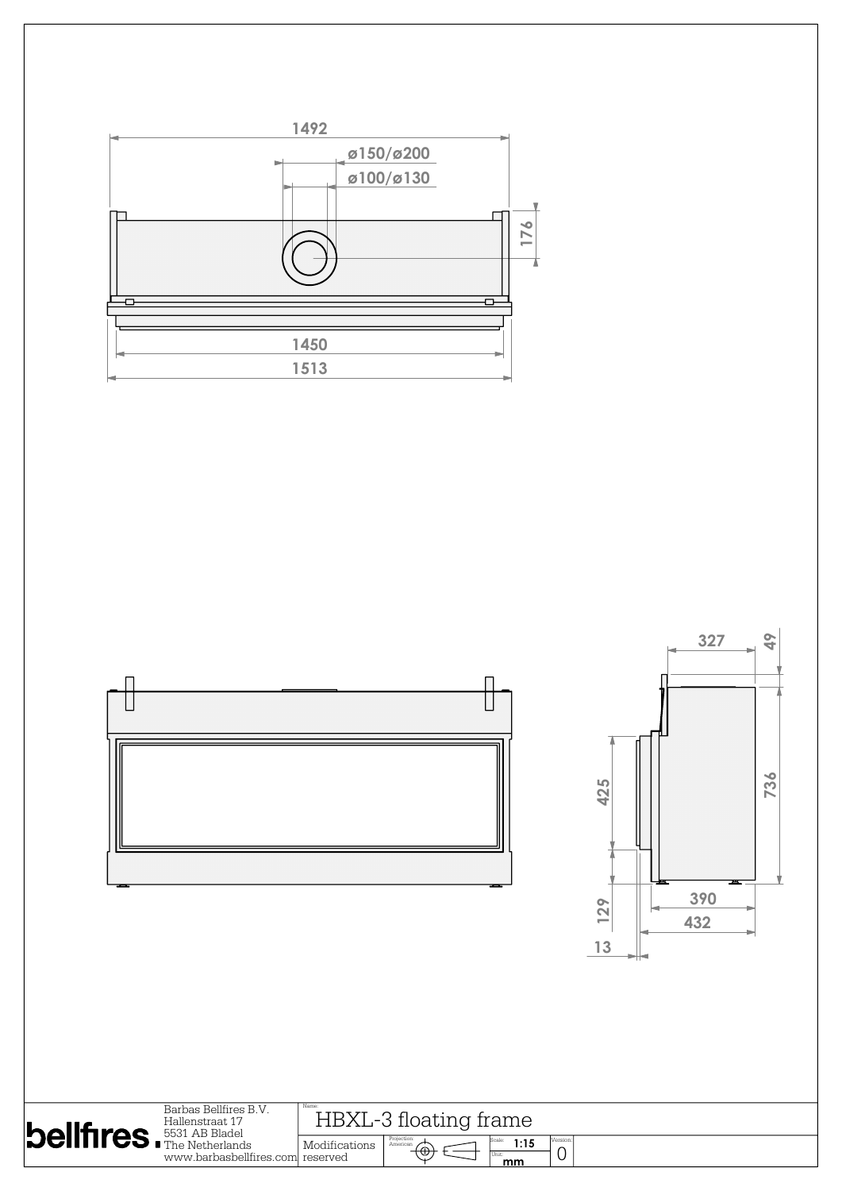1492

ø150/ø200

ø100/ø130

176

1450

1513

327

49

736

425

129

390

432

13

bellfires.

Barbas Bellfires B.V.
Hallenstraat 17
5531 AB Bladel
The Netherlands
www.barbasbellfires.com

Name:
HBXL-3 floating frame

Modifications reserved

Projection: American

Scale: 1:15

Unit: mm

Version: 0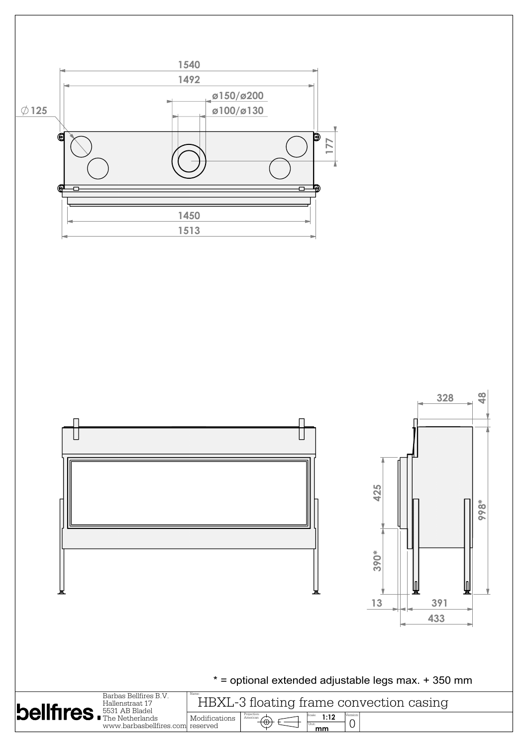1540

1492

ø150/ø200

ø100/ø130

∅125

177

1450

1513

328

48

425

998*

390*

13

391

433

* = optional extended adjustable legs max. + 350 mm

| bellfires. | Barbas Bellfires B.V.<br>Hallenstraat 17<br>5531 AB Bladel<br>The Netherlands<br>www.barbasbellfires.com | Name: HBXL-3 floating frame convection casing | | | |
|---|---|---|---|---|---|
| | | Modifications reserved | Projection: American | Scale: 1:12<br>Unit: mm | Version: 0 |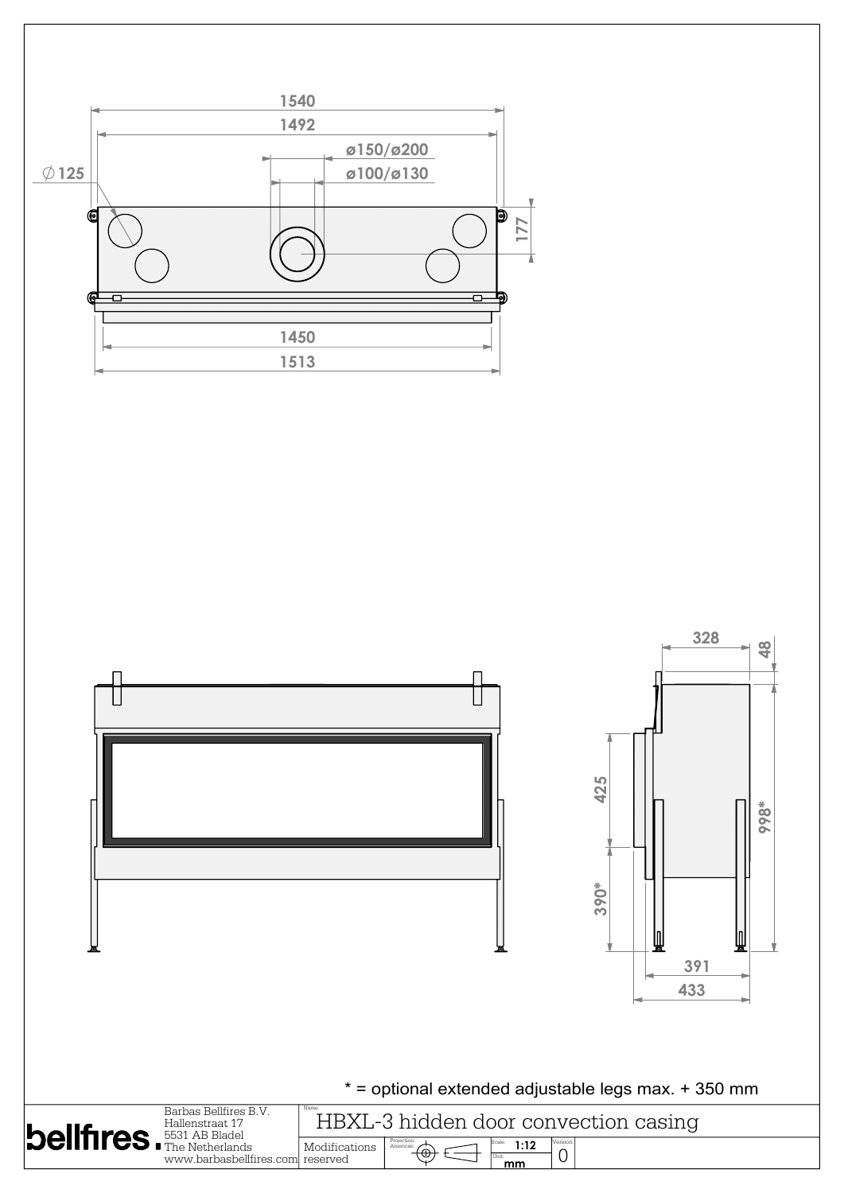1540

1492

ø150/ø200

ø100/ø130

∅125

177

1450

1513

328

48

425

998*

390*

391

433

\* = optional extended adjustable legs max. + 350 mm

| bellfires. | Barbas Bellfires B.V. Hallenstraat 17 5531 AB Bladel The Netherlands www.barbasbellfires.com | Name: HBXL-3 hidden door convection casing | | | |
|---|---|---|---|---|---|
| | | Modifications reserved | Projection: American | Scale: 1:12 Unit: mm | Version: 0 |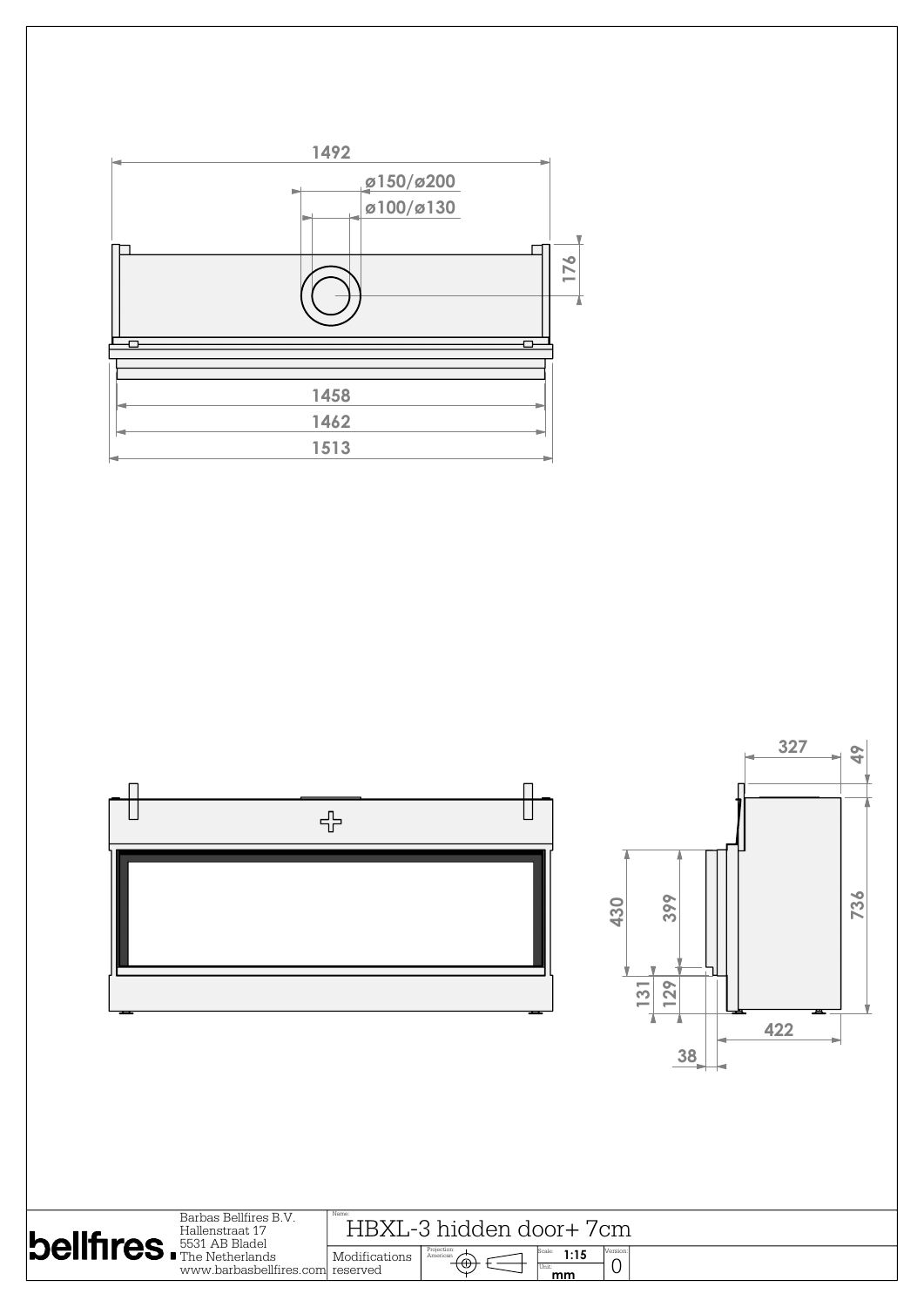1492

ø150/ø200

ø100/ø130

176

1458

1462

1513

327

49

430

399

736

131

129

422

38

**bellfires.**

Barbas Bellfires B.V.
Hallenstraat 17
5531 AB Bladel
The Netherlands
www.barbasbellfires.com

Name:

HBXL-3 hidden door+ 7cm

Modifications reserved

Projection: American

Scale: **1:15**

Unit: **mm**

Version: 0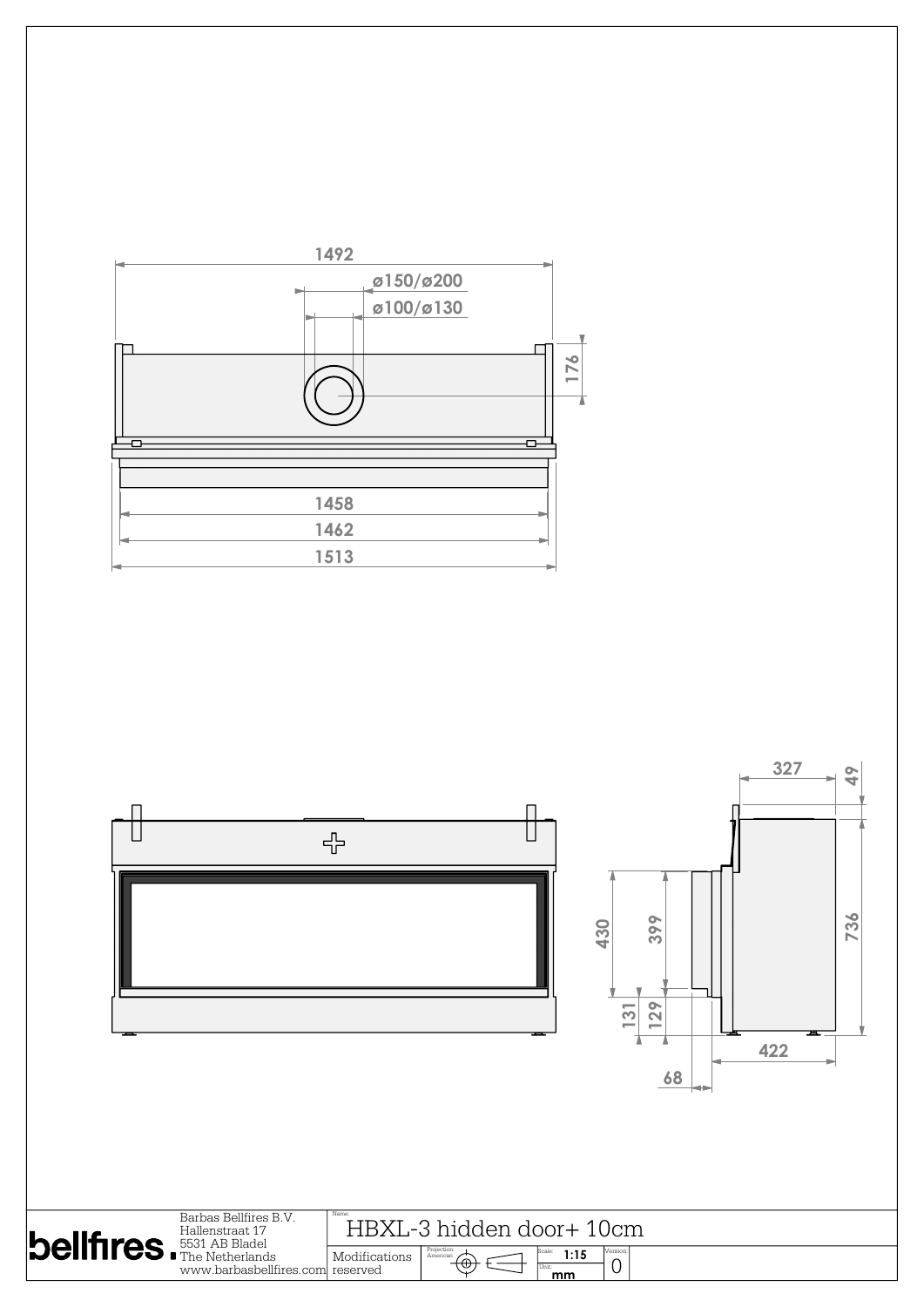1492

ø150/ø200

ø100/ø130

176

1458

1462

1513

327

49

430

399

736

131

129

422

68

Barbas Bellfires B.V.
Hallenstraat 17
5531 AB Bladel
The Netherlands
www.barbasbellfires.com

Name:
HBXL-3 hidden door+ 10cm

Modifications reserved

Projection: American

Scale: 1:15

Unit: mm

Version: 0